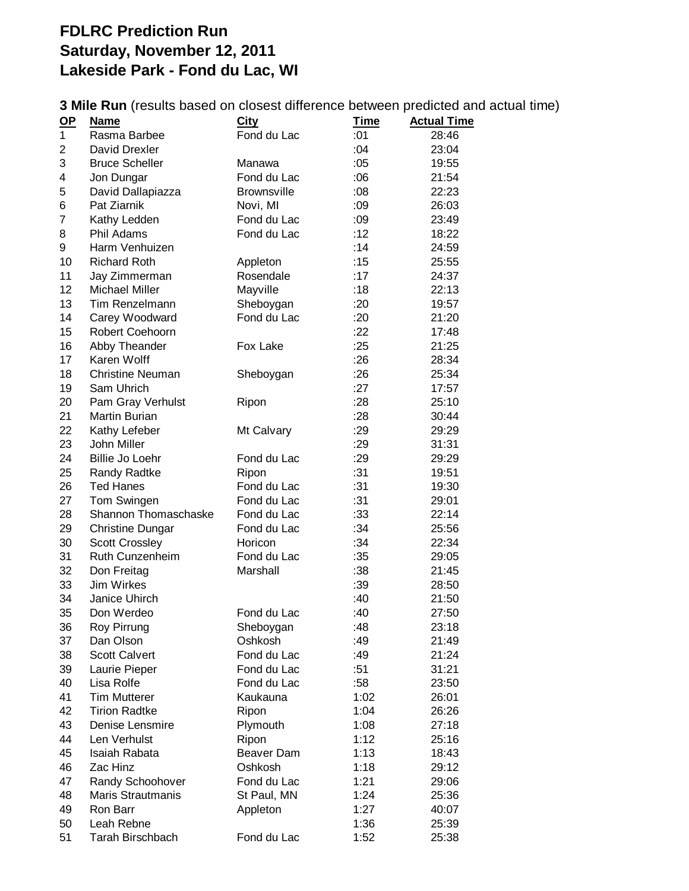# FDLRC Prediction Run
# Saturday, November 12, 2011
# Lakeside Park - Fond du Lac, WI

**3 Mile Run** (results based on closest difference between predicted and actual time)

| OP | Name | City | Time | Actual Time |
|---|---|---|---|---|
| 1 | Rasma Barbee | Fond du Lac | :01 | 28:46 |
| 2 | David Drexler | | :04 | 23:04 |
| 3 | Bruce Scheller | Manawa | :05 | 19:55 |
| 4 | Jon Dungar | Fond du Lac | :06 | 21:54 |
| 5 | David Dallapiazza | Brownsville | :08 | 22:23 |
| 6 | Pat Ziarnik | Novi, MI | :09 | 26:03 |
| 7 | Kathy Ledden | Fond du Lac | :09 | 23:49 |
| 8 | Phil Adams | Fond du Lac | :12 | 18:22 |
| 9 | Harm Venhuizen | | :14 | 24:59 |
| 10 | Richard Roth | Appleton | :15 | 25:55 |
| 11 | Jay Zimmerman | Rosendale | :17 | 24:37 |
| 12 | Michael Miller | Mayville | :18 | 22:13 |
| 13 | Tim Renzelmann | Sheboygan | :20 | 19:57 |
| 14 | Carey Woodward | Fond du Lac | :20 | 21:20 |
| 15 | Robert Coehoorn | | :22 | 17:48 |
| 16 | Abby Theander | Fox Lake | :25 | 21:25 |
| 17 | Karen Wolff | | :26 | 28:34 |
| 18 | Christine Neuman | Sheboygan | :26 | 25:34 |
| 19 | Sam Uhrich | | :27 | 17:57 |
| 20 | Pam Gray Verhulst | Ripon | :28 | 25:10 |
| 21 | Martin Burian | | :28 | 30:44 |
| 22 | Kathy Lefeber | Mt Calvary | :29 | 29:29 |
| 23 | John Miller | | :29 | 31:31 |
| 24 | Billie Jo Loehr | Fond du Lac | :29 | 29:29 |
| 25 | Randy Radtke | Ripon | :31 | 19:51 |
| 26 | Ted Hanes | Fond du Lac | :31 | 19:30 |
| 27 | Tom Swingen | Fond du Lac | :31 | 29:01 |
| 28 | Shannon Thomaschaske | Fond du Lac | :33 | 22:14 |
| 29 | Christine Dungar | Fond du Lac | :34 | 25:56 |
| 30 | Scott Crossley | Horicon | :34 | 22:34 |
| 31 | Ruth Cunzenheim | Fond du Lac | :35 | 29:05 |
| 32 | Don Freitag | Marshall | :38 | 21:45 |
| 33 | Jim Wirkes | | :39 | 28:50 |
| 34 | Janice Uhirch | | :40 | 21:50 |
| 35 | Don Werdeo | Fond du Lac | :40 | 27:50 |
| 36 | Roy Pirrung | Sheboygan | :48 | 23:18 |
| 37 | Dan Olson | Oshkosh | :49 | 21:49 |
| 38 | Scott Calvert | Fond du Lac | :49 | 21:24 |
| 39 | Laurie Pieper | Fond du Lac | :51 | 31:21 |
| 40 | Lisa Rolfe | Fond du Lac | :58 | 23:50 |
| 41 | Tim Mutterer | Kaukauna | 1:02 | 26:01 |
| 42 | Tirion Radtke | Ripon | 1:04 | 26:26 |
| 43 | Denise Lensmire | Plymouth | 1:08 | 27:18 |
| 44 | Len Verhulst | Ripon | 1:12 | 25:16 |
| 45 | Isaiah Rabata | Beaver Dam | 1:13 | 18:43 |
| 46 | Zac Hinz | Oshkosh | 1:18 | 29:12 |
| 47 | Randy Schoohover | Fond du Lac | 1:21 | 29:06 |
| 48 | Maris Strautmanis | St Paul, MN | 1:24 | 25:36 |
| 49 | Ron Barr | Appleton | 1:27 | 40:07 |
| 50 | Leah Rebne | | 1:36 | 25:39 |
| 51 | Tarah Birschbach | Fond du Lac | 1:52 | 25:38 |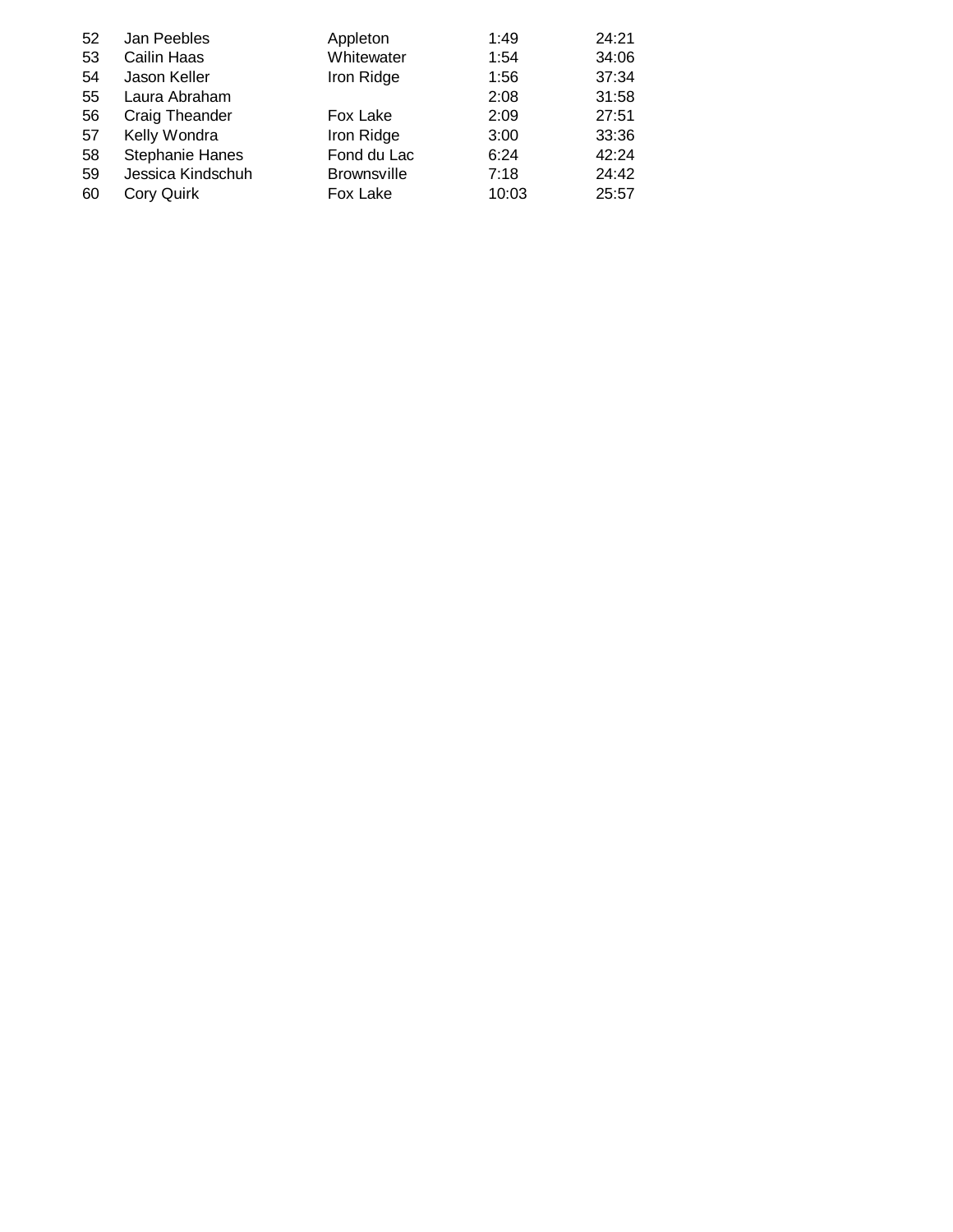| | | | | |
|---|---|---|---|---|
| 52 | Jan Peebles | Appleton | 1:49 | 24:21 |
| 53 | Cailin Haas | Whitewater | 1:54 | 34:06 |
| 54 | Jason Keller | Iron Ridge | 1:56 | 37:34 |
| 55 | Laura Abraham | | 2:08 | 31:58 |
| 56 | Craig Theander | Fox Lake | 2:09 | 27:51 |
| 57 | Kelly Wondra | Iron Ridge | 3:00 | 33:36 |
| 58 | Stephanie Hanes | Fond du Lac | 6:24 | 42:24 |
| 59 | Jessica Kindschuh | Brownsville | 7:18 | 24:42 |
| 60 | Cory Quirk | Fox Lake | 10:03 | 25:57 |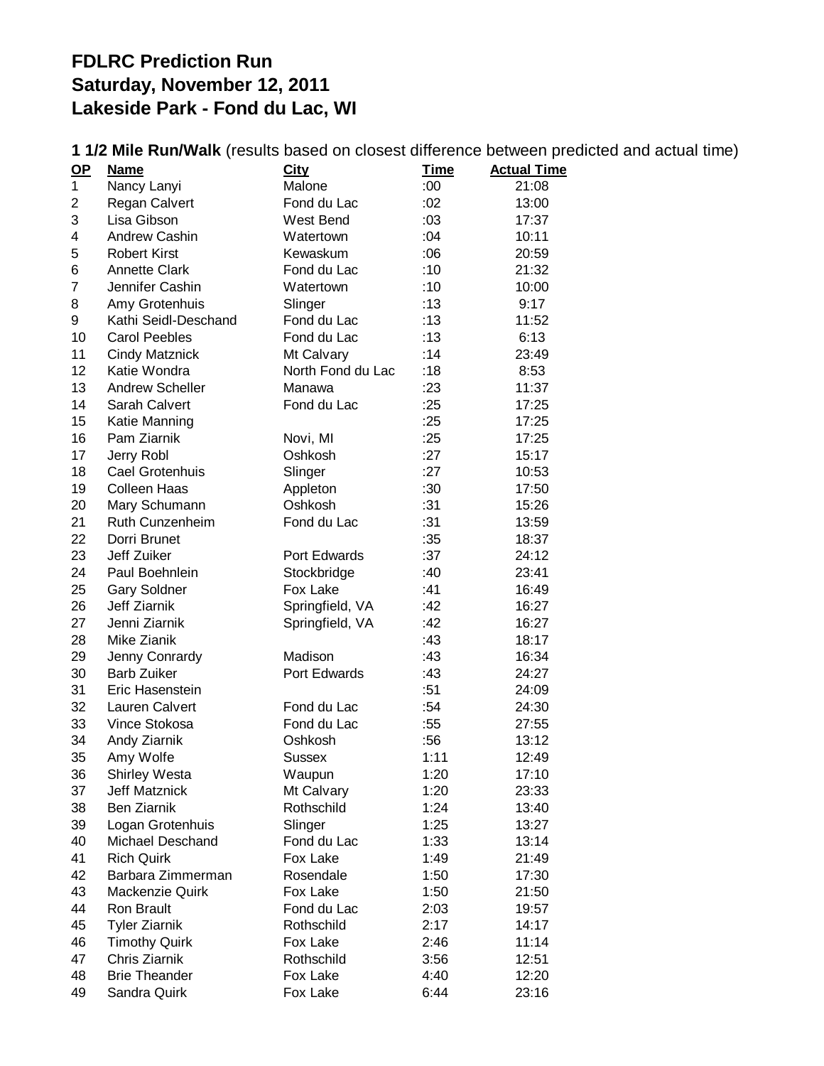# FDLRC Prediction Run
# Saturday, November 12, 2011
# Lakeside Park - Fond du Lac, WI

**1 1/2 Mile Run/Walk** (results based on closest difference between predicted and actual time)

| OP | Name | City | Time | Actual Time |
|---|---|---|---|---|
| 1 | Nancy Lanyi | Malone | :00 | 21:08 |
| 2 | Regan Calvert | Fond du Lac | :02 | 13:00 |
| 3 | Lisa Gibson | West Bend | :03 | 17:37 |
| 4 | Andrew Cashin | Watertown | :04 | 10:11 |
| 5 | Robert Kirst | Kewaskum | :06 | 20:59 |
| 6 | Annette Clark | Fond du Lac | :10 | 21:32 |
| 7 | Jennifer Cashin | Watertown | :10 | 10:00 |
| 8 | Amy Grotenhuis | Slinger | :13 | 9:17 |
| 9 | Kathi Seidl-Deschand | Fond du Lac | :13 | 11:52 |
| 10 | Carol Peebles | Fond du Lac | :13 | 6:13 |
| 11 | Cindy Matznick | Mt Calvary | :14 | 23:49 |
| 12 | Katie Wondra | North Fond du Lac | :18 | 8:53 |
| 13 | Andrew Scheller | Manawa | :23 | 11:37 |
| 14 | Sarah Calvert | Fond du Lac | :25 | 17:25 |
| 15 | Katie Manning | | :25 | 17:25 |
| 16 | Pam Ziarnik | Novi, MI | :25 | 17:25 |
| 17 | Jerry Robl | Oshkosh | :27 | 15:17 |
| 18 | Cael Grotenhuis | Slinger | :27 | 10:53 |
| 19 | Colleen Haas | Appleton | :30 | 17:50 |
| 20 | Mary Schumann | Oshkosh | :31 | 15:26 |
| 21 | Ruth Cunzenheim | Fond du Lac | :31 | 13:59 |
| 22 | Dorri Brunet | | :35 | 18:37 |
| 23 | Jeff Zuiker | Port Edwards | :37 | 24:12 |
| 24 | Paul Boehnlein | Stockbridge | :40 | 23:41 |
| 25 | Gary Soldner | Fox Lake | :41 | 16:49 |
| 26 | Jeff Ziarnik | Springfield, VA | :42 | 16:27 |
| 27 | Jenni Ziarnik | Springfield, VA | :42 | 16:27 |
| 28 | Mike Zianik | | :43 | 18:17 |
| 29 | Jenny Conrardy | Madison | :43 | 16:34 |
| 30 | Barb Zuiker | Port Edwards | :43 | 24:27 |
| 31 | Eric Hasenstein | | :51 | 24:09 |
| 32 | Lauren Calvert | Fond du Lac | :54 | 24:30 |
| 33 | Vince Stokosa | Fond du Lac | :55 | 27:55 |
| 34 | Andy Ziarnik | Oshkosh | :56 | 13:12 |
| 35 | Amy Wolfe | Sussex | 1:11 | 12:49 |
| 36 | Shirley Westa | Waupun | 1:20 | 17:10 |
| 37 | Jeff Matznick | Mt Calvary | 1:20 | 23:33 |
| 38 | Ben Ziarnik | Rothschild | 1:24 | 13:40 |
| 39 | Logan Grotenhuis | Slinger | 1:25 | 13:27 |
| 40 | Michael Deschand | Fond du Lac | 1:33 | 13:14 |
| 41 | Rich Quirk | Fox Lake | 1:49 | 21:49 |
| 42 | Barbara Zimmerman | Rosendale | 1:50 | 17:30 |
| 43 | Mackenzie Quirk | Fox Lake | 1:50 | 21:50 |
| 44 | Ron Brault | Fond du Lac | 2:03 | 19:57 |
| 45 | Tyler Ziarnik | Rothschild | 2:17 | 14:17 |
| 46 | Timothy Quirk | Fox Lake | 2:46 | 11:14 |
| 47 | Chris Ziarnik | Rothschild | 3:56 | 12:51 |
| 48 | Brie Theander | Fox Lake | 4:40 | 12:20 |
| 49 | Sandra Quirk | Fox Lake | 6:44 | 23:16 |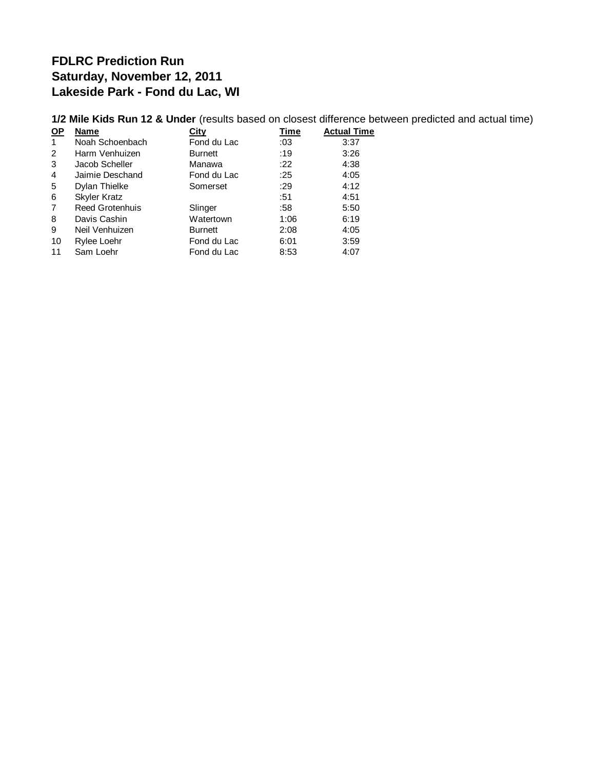# FDLRC Prediction Run
# Saturday, November 12, 2011
# Lakeside Park - Fond du Lac, WI

**1/2 Mile Kids Run 12 & Under** (results based on closest difference between predicted and actual time)

| OP | Name | City | Time | Actual Time |
|---|---|---|---|---|
| 1 | Noah Schoenbach | Fond du Lac | :03 | 3:37 |
| 2 | Harm Venhuizen | Burnett | :19 | 3:26 |
| 3 | Jacob Scheller | Manawa | :22 | 4:38 |
| 4 | Jaimie Deschand | Fond du Lac | :25 | 4:05 |
| 5 | Dylan Thielke | Somerset | :29 | 4:12 |
| 6 | Skyler Kratz | | :51 | 4:51 |
| 7 | Reed Grotenhuis | Slinger | :58 | 5:50 |
| 8 | Davis Cashin | Watertown | 1:06 | 6:19 |
| 9 | Neil Venhuizen | Burnett | 2:08 | 4:05 |
| 10 | Rylee Loehr | Fond du Lac | 6:01 | 3:59 |
| 11 | Sam Loehr | Fond du Lac | 8:53 | 4:07 |